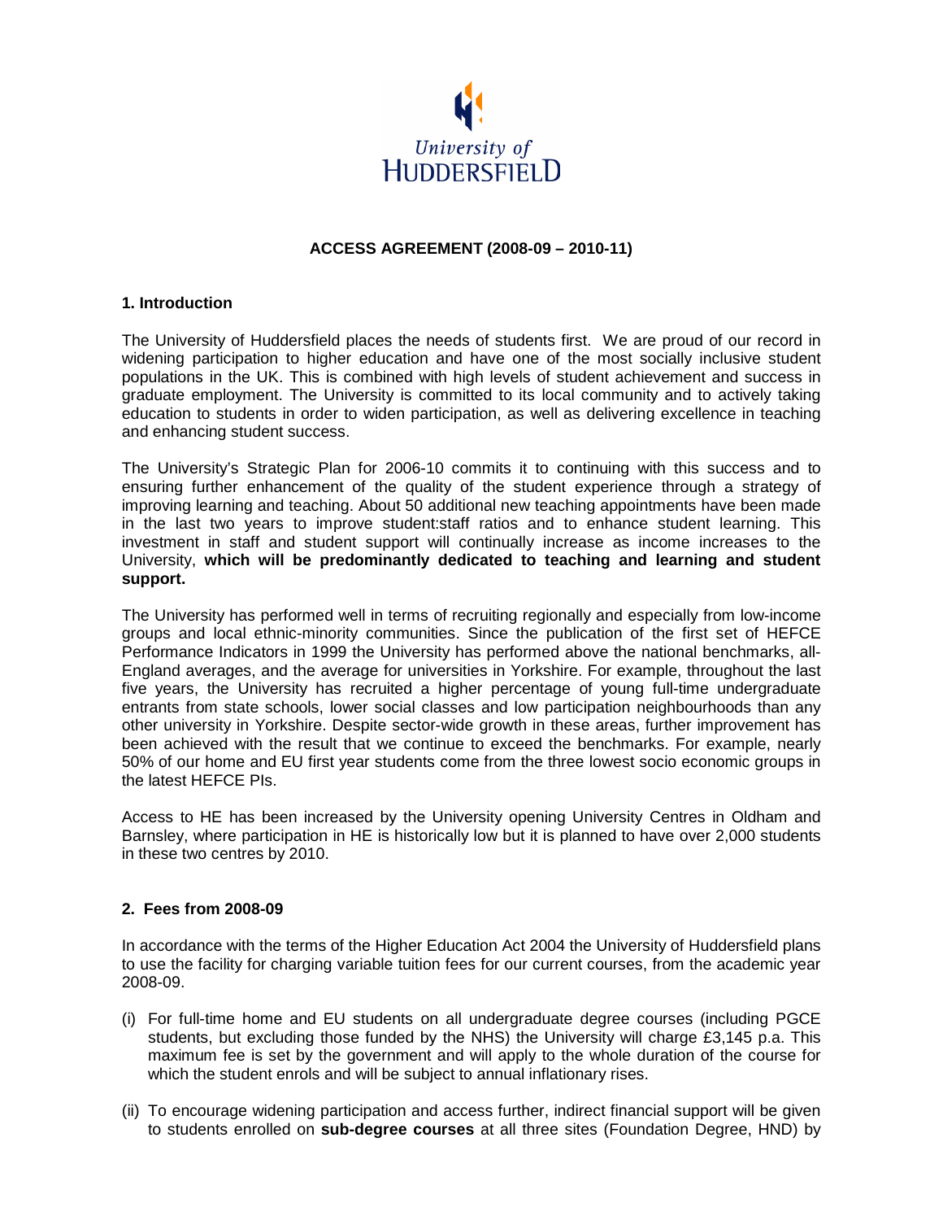University of HUDDERSFIELD

**ACCESS AGREEMENT (2008-09 – 2010-11)**

## 1. Introduction

The University of Huddersfield places the needs of students first. We are proud of our record in widening participation to higher education and have one of the most socially inclusive student populations in the UK. This is combined with high levels of student achievement and success in graduate employment. The University is committed to its local community and to actively taking education to students in order to widen participation, as well as delivering excellence in teaching and enhancing student success.

The University's Strategic Plan for 2006-10 commits it to continuing with this success and to ensuring further enhancement of the quality of the student experience through a strategy of improving learning and teaching. About 50 additional new teaching appointments have been made in the last two years to improve student:staff ratios and to enhance student learning. This investment in staff and student support will continually increase as income increases to the University, **which will be predominantly dedicated to teaching and learning and student support.**

The University has performed well in terms of recruiting regionally and especially from low-income groups and local ethnic-minority communities. Since the publication of the first set of HEFCE Performance Indicators in 1999 the University has performed above the national benchmarks, all-England averages, and the average for universities in Yorkshire. For example, throughout the last five years, the University has recruited a higher percentage of young full-time undergraduate entrants from state schools, lower social classes and low participation neighbourhoods than any other university in Yorkshire. Despite sector-wide growth in these areas, further improvement has been achieved with the result that we continue to exceed the benchmarks. For example, nearly 50% of our home and EU first year students come from the three lowest socio economic groups in the latest HEFCE PIs.

Access to HE has been increased by the University opening University Centres in Oldham and Barnsley, where participation in HE is historically low but it is planned to have over 2,000 students in these two centres by 2010.

## 2. Fees from 2008-09

In accordance with the terms of the Higher Education Act 2004 the University of Huddersfield plans to use the facility for charging variable tuition fees for our current courses, from the academic year 2008-09.

(i) For full-time home and EU students on all undergraduate degree courses (including PGCE students, but excluding those funded by the NHS) the University will charge £3,145 p.a. This maximum fee is set by the government and will apply to the whole duration of the course for which the student enrols and will be subject to annual inflationary rises.

(ii) To encourage widening participation and access further, indirect financial support will be given to students enrolled on **sub-degree courses** at all three sites (Foundation Degree, HND) by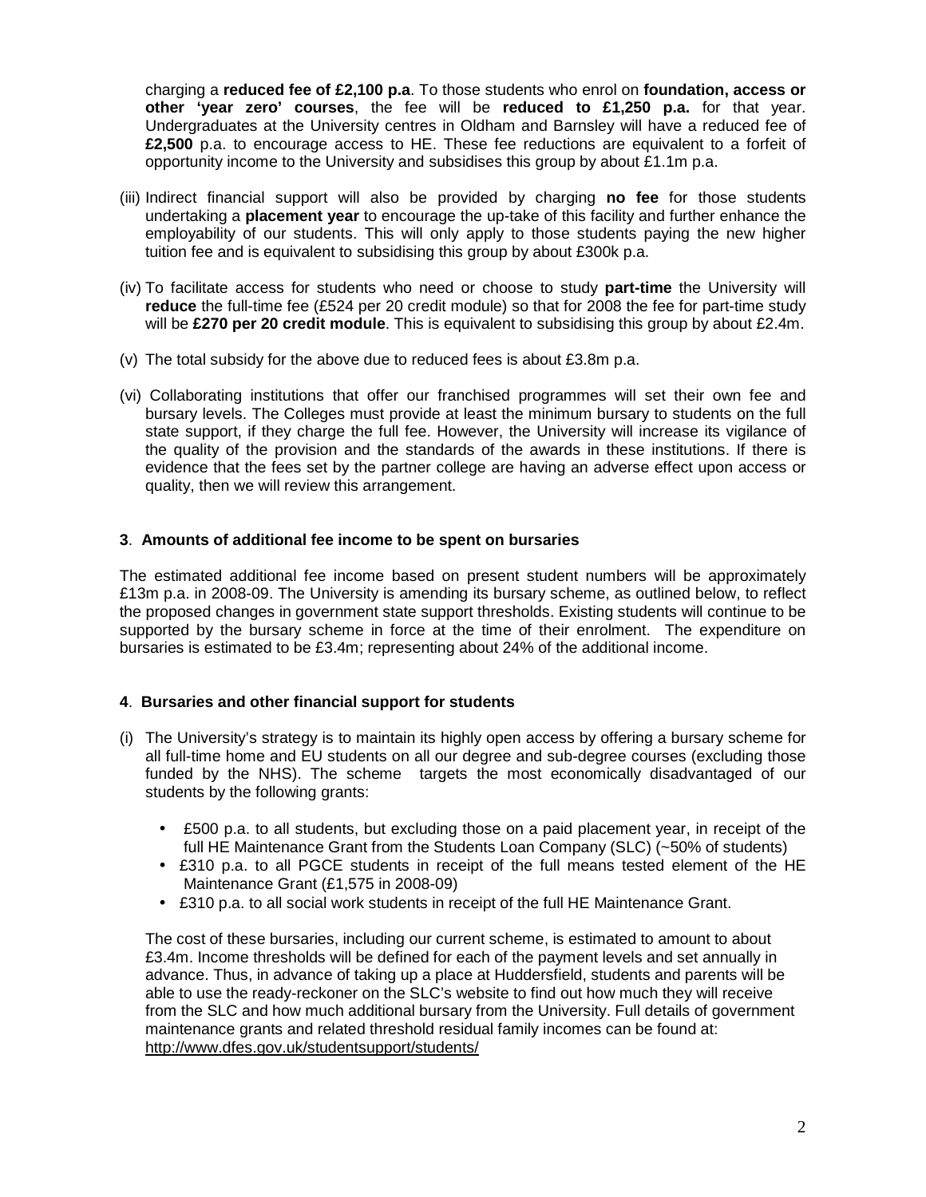charging a **reduced fee of £2,100 p.a**. To those students who enrol on **foundation, access or other 'year zero' courses**, the fee will be **reduced to £1,250 p.a.** for that year. Undergraduates at the University centres in Oldham and Barnsley will have a reduced fee of **£2,500** p.a. to encourage access to HE. These fee reductions are equivalent to a forfeit of opportunity income to the University and subsidises this group by about £1.1m p.a.

(iii) Indirect financial support will also be provided by charging **no fee** for those students undertaking a **placement year** to encourage the up-take of this facility and further enhance the employability of our students. This will only apply to those students paying the new higher tuition fee and is equivalent to subsidising this group by about £300k p.a.

(iv) To facilitate access for students who need or choose to study **part-time** the University will **reduce** the full-time fee (£524 per 20 credit module) so that for 2008 the fee for part-time study will be **£270 per 20 credit module**. This is equivalent to subsidising this group by about £2.4m.

(v) The total subsidy for the above due to reduced fees is about £3.8m p.a.

(vi) Collaborating institutions that offer our franchised programmes will set their own fee and bursary levels. The Colleges must provide at least the minimum bursary to students on the full state support, if they charge the full fee. However, the University will increase its vigilance of the quality of the provision and the standards of the awards in these institutions. If there is evidence that the fees set by the partner college are having an adverse effect upon access or quality, then we will review this arrangement.

## 3. Amounts of additional fee income to be spent on bursaries

The estimated additional fee income based on present student numbers will be approximately £13m p.a. in 2008-09. The University is amending its bursary scheme, as outlined below, to reflect the proposed changes in government state support thresholds. Existing students will continue to be supported by the bursary scheme in force at the time of their enrolment. The expenditure on bursaries is estimated to be £3.4m; representing about 24% of the additional income.

## 4. Bursaries and other financial support for students

(i) The University's strategy is to maintain its highly open access by offering a bursary scheme for all full-time home and EU students on all our degree and sub-degree courses (excluding those funded by the NHS). The scheme targets the most economically disadvantaged of our students by the following grants:

- £500 p.a. to all students, but excluding those on a paid placement year, in receipt of the full HE Maintenance Grant from the Students Loan Company (SLC) (~50% of students)
- £310 p.a. to all PGCE students in receipt of the full means tested element of the HE Maintenance Grant (£1,575 in 2008-09)
- £310 p.a. to all social work students in receipt of the full HE Maintenance Grant.

The cost of these bursaries, including our current scheme, is estimated to amount to about £3.4m. Income thresholds will be defined for each of the payment levels and set annually in advance. Thus, in advance of taking up a place at Huddersfield, students and parents will be able to use the ready-reckoner on the SLC's website to find out how much they will receive from the SLC and how much additional bursary from the University. Full details of government maintenance grants and related threshold residual family incomes can be found at: http://www.dfes.gov.uk/studentsupport/students/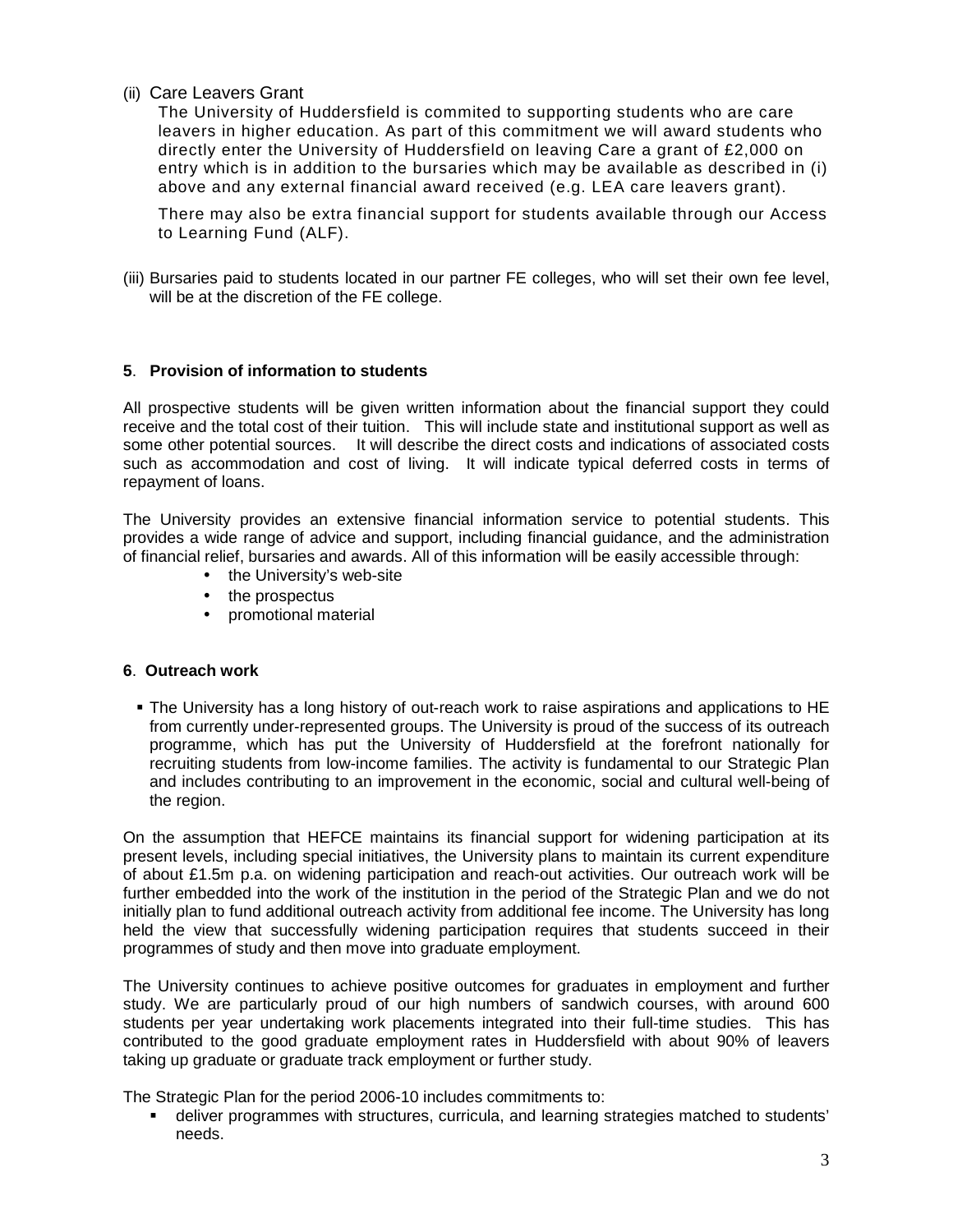(ii) Care Leavers Grant

The University of Huddersfield is commited to supporting students who are care leavers in higher education. As part of this commitment we will award students who directly enter the University of Huddersfield on leaving Care a grant of £2,000 on entry which is in addition to the bursaries which may be available as described in (i) above and any external financial award received (e.g. LEA care leavers grant).

There may also be extra financial support for students available through our Access to Learning Fund (ALF).

(iii) Bursaries paid to students located in our partner FE colleges, who will set their own fee level, will be at the discretion of the FE college.

## 5. Provision of information to students

All prospective students will be given written information about the financial support they could receive and the total cost of their tuition. This will include state and institutional support as well as some other potential sources. It will describe the direct costs and indications of associated costs such as accommodation and cost of living. It will indicate typical deferred costs in terms of repayment of loans.

The University provides an extensive financial information service to potential students. This provides a wide range of advice and support, including financial guidance, and the administration of financial relief, bursaries and awards. All of this information will be easily accessible through:

- the University's web-site
- the prospectus
- promotional material

## 6. Outreach work

- The University has a long history of out-reach work to raise aspirations and applications to HE from currently under-represented groups. The University is proud of the success of its outreach programme, which has put the University of Huddersfield at the forefront nationally for recruiting students from low-income families. The activity is fundamental to our Strategic Plan and includes contributing to an improvement in the economic, social and cultural well-being of the region.

On the assumption that HEFCE maintains its financial support for widening participation at its present levels, including special initiatives, the University plans to maintain its current expenditure of about £1.5m p.a. on widening participation and reach-out activities. Our outreach work will be further embedded into the work of the institution in the period of the Strategic Plan and we do not initially plan to fund additional outreach activity from additional fee income. The University has long held the view that successfully widening participation requires that students succeed in their programmes of study and then move into graduate employment.

The University continues to achieve positive outcomes for graduates in employment and further study. We are particularly proud of our high numbers of sandwich courses, with around 600 students per year undertaking work placements integrated into their full-time studies. This has contributed to the good graduate employment rates in Huddersfield with about 90% of leavers taking up graduate or graduate track employment or further study.

The Strategic Plan for the period 2006-10 includes commitments to:

- deliver programmes with structures, curricula, and learning strategies matched to students' needs.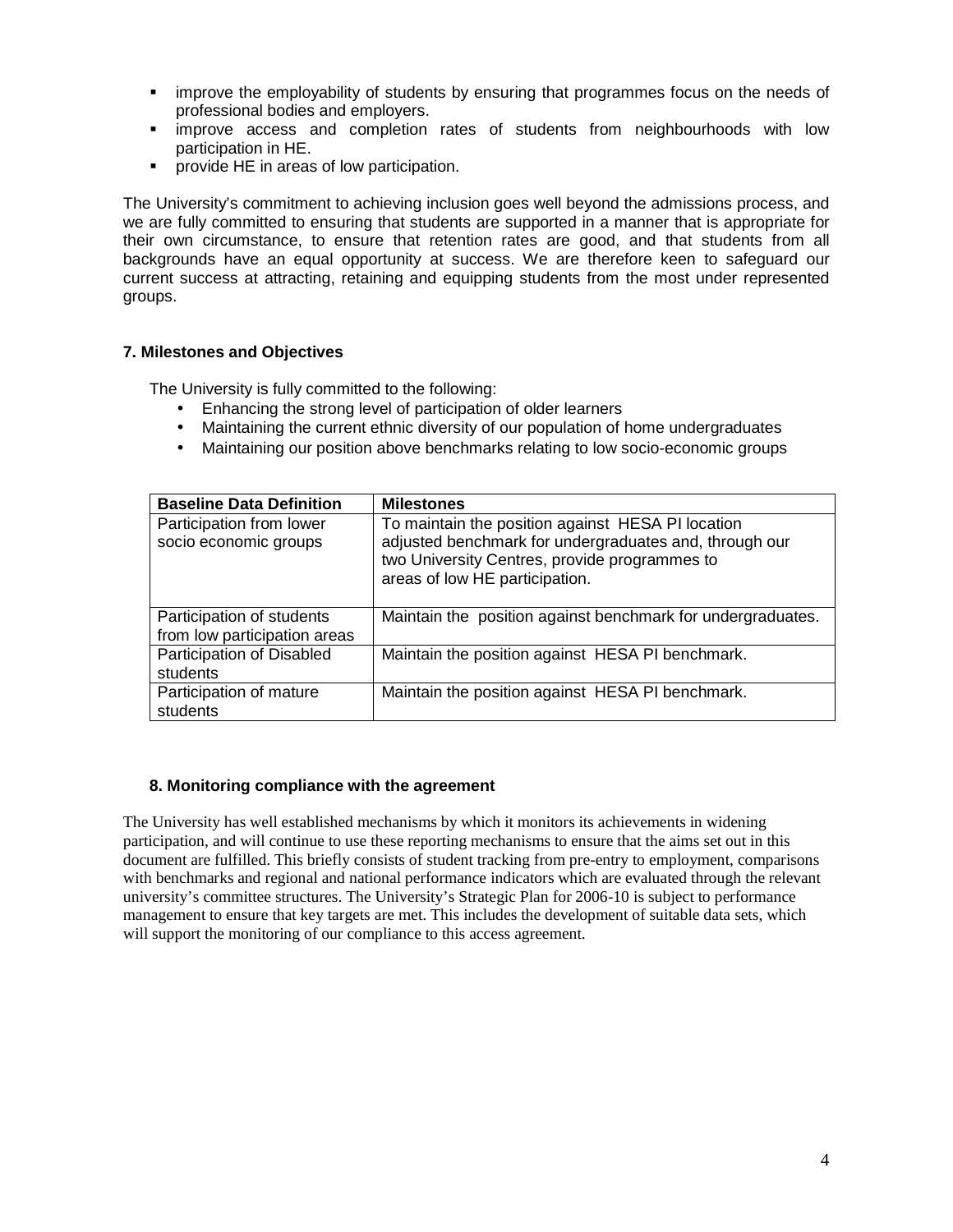- improve the employability of students by ensuring that programmes focus on the needs of professional bodies and employers.
- improve access and completion rates of students from neighbourhoods with low participation in HE.
- provide HE in areas of low participation.

The University's commitment to achieving inclusion goes well beyond the admissions process, and we are fully committed to ensuring that students are supported in a manner that is appropriate for their own circumstance, to ensure that retention rates are good, and that students from all backgrounds have an equal opportunity at success. We are therefore keen to safeguard our current success at attracting, retaining and equipping students from the most under represented groups.

**7. Milestones and Objectives**

The University is fully committed to the following:

- Enhancing the strong level of participation of older learners
- Maintaining the current ethnic diversity of our population of home undergraduates
- Maintaining our position above benchmarks relating to low socio-economic groups

| **Baseline Data Definition** | **Milestones** |
|---|---|
| Participation from lower socio economic groups | To maintain the position against HESA PI location adjusted benchmark for undergraduates and, through our two University Centres, provide programmes to areas of low HE participation. |
| Participation of students from low participation areas | Maintain the position against benchmark for undergraduates. |
| Participation of Disabled students | Maintain the position against HESA PI benchmark. |
| Participation of mature students | Maintain the position against HESA PI benchmark. |

**8. Monitoring compliance with the agreement**

The University has well established mechanisms by which it monitors its achievements in widening participation, and will continue to use these reporting mechanisms to ensure that the aims set out in this document are fulfilled. This briefly consists of student tracking from pre-entry to employment, comparisons with benchmarks and regional and national performance indicators which are evaluated through the relevant university's committee structures. The University's Strategic Plan for 2006-10 is subject to performance management to ensure that key targets are met. This includes the development of suitable data sets, which will support the monitoring of our compliance to this access agreement.